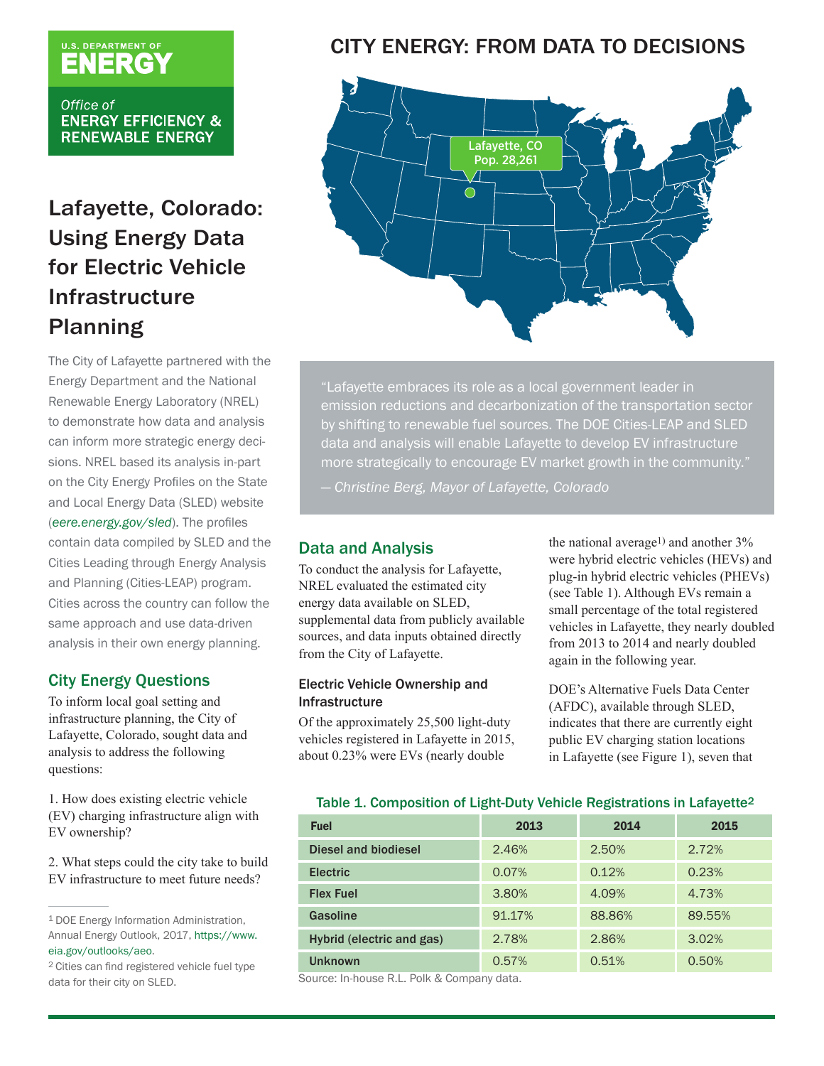U.S. DEPARTMENT OF ENERGY

Office of ENERGY EFFICIENCY & RENEWABLE ENERGY

# CITY ENERGY: FROM DATA TO DECISIONS

Lafayette, CO
Pop. 28,261

# Lafayette, Colorado: Using Energy Data for Electric Vehicle Infrastructure Planning

The City of Lafayette partnered with the Energy Department and the National Renewable Energy Laboratory (NREL) to demonstrate how data and analysis can inform more strategic energy decisions. NREL based its analysis in-part on the City Energy Profiles on the State and Local Energy Data (SLED) website (*eere.energy.gov/sled*). The profiles contain data compiled by SLED and the Cities Leading through Energy Analysis and Planning (Cities-LEAP) program. Cities across the country can follow the same approach and use data-driven analysis in their own energy planning.

> "Lafayette embraces its role as a local government leader in emission reductions and decarbonization of the transportation sector by shifting to renewable fuel sources. The DOE Cities-LEAP and SLED data and analysis will enable Lafayette to develop EV infrastructure more strategically to encourage EV market growth in the community."
>
> *— Christine Berg, Mayor of Lafayette, Colorado*

## City Energy Questions

To inform local goal setting and infrastructure planning, the City of Lafayette, Colorado, sought data and analysis to address the following questions:

1. How does existing electric vehicle (EV) charging infrastructure align with EV ownership?

2. What steps could the city take to build EV infrastructure to meet future needs?

## Data and Analysis

To conduct the analysis for Lafayette, NREL evaluated the estimated city energy data available on SLED, supplemental data from publicly available sources, and data inputs obtained directly from the City of Lafayette.

### Electric Vehicle Ownership and Infrastructure

Of the approximately 25,500 light-duty vehicles registered in Lafayette in 2015, about 0.23% were EVs (nearly double the national average[1]) and another 3% were hybrid electric vehicles (HEVs) and plug-in hybrid electric vehicles (PHEVs) (see Table 1). Although EVs remain a small percentage of the total registered vehicles in Lafayette, they nearly doubled from 2013 to 2014 and nearly doubled again in the following year.

DOE's Alternative Fuels Data Center (AFDC), available through SLED, indicates that there are currently eight public EV charging station locations in Lafayette (see Figure 1), seven that

**Table 1. Composition of Light-Duty Vehicle Registrations in Lafayette[2]**

| Fuel | 2013 | 2014 | 2015 |
|---|---|---|---|
| Diesel and biodiesel | 2.46% | 2.50% | 2.72% |
| Electric | 0.07% | 0.12% | 0.23% |
| Flex Fuel | 3.80% | 4.09% | 4.73% |
| Gasoline | 91.17% | 88.86% | 89.55% |
| Hybrid (electric and gas) | 2.78% | 2.86% | 3.02% |
| Unknown | 0.57% | 0.51% | 0.50% |

Source: In-house R.L. Polk & Company data.

---

[1] DOE Energy Information Administration, Annual Energy Outlook, 2017, https://www.eia.gov/outlooks/aeo.

[2] Cities can find registered vehicle fuel type data for their city on SLED.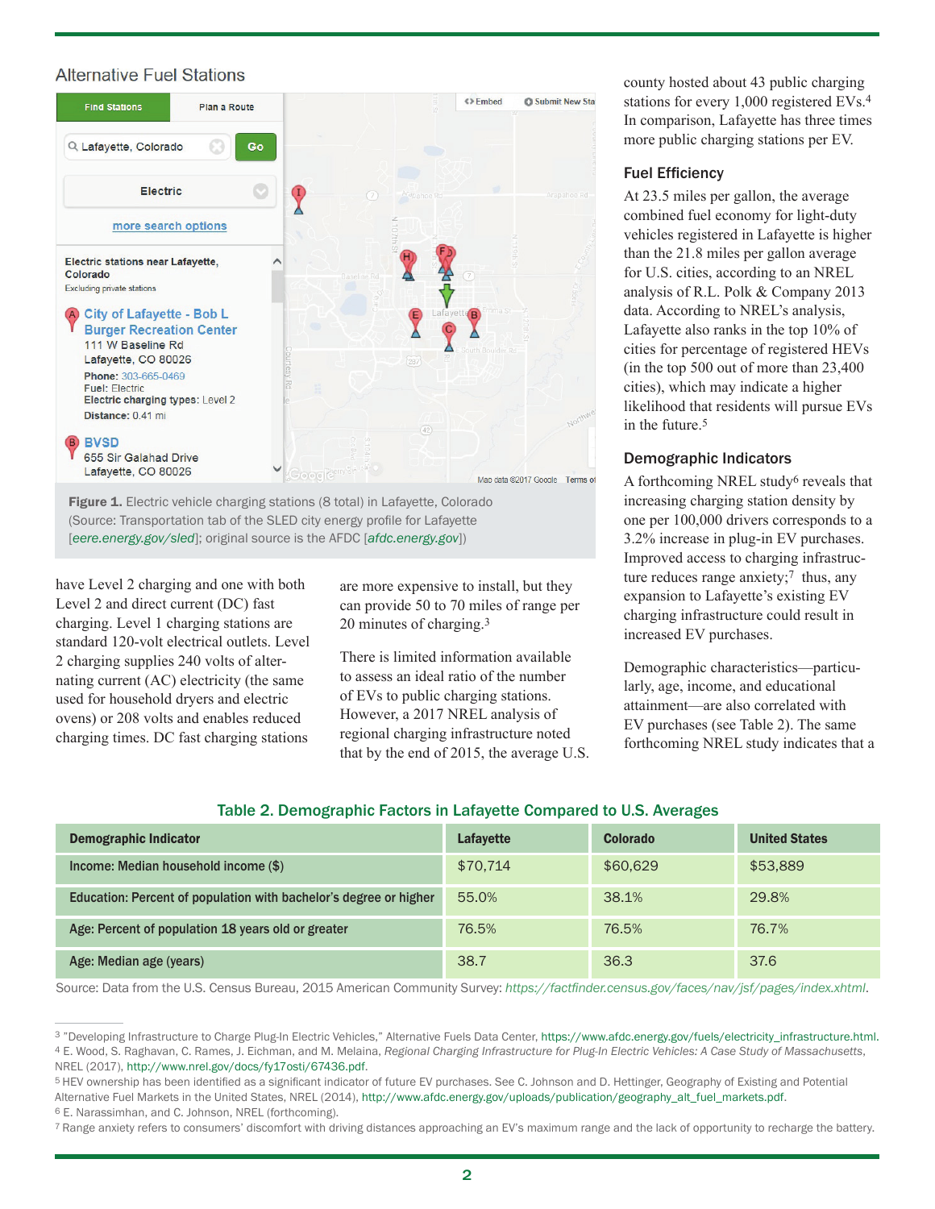## Alternative Fuel Stations

Figure 1. Electric vehicle charging stations (8 total) in Lafayette, Colorado (Source: Transportation tab of the SLED city energy profile for Lafayette [*eere.energy.gov/sled*]; original source is the AFDC [*afdc.energy.gov*])

have Level 2 charging and one with both Level 2 and direct current (DC) fast charging. Level 1 charging stations are standard 120-volt electrical outlets. Level 2 charging supplies 240 volts of alternating current (AC) electricity (the same used for household dryers and electric ovens) or 208 volts and enables reduced charging times. DC fast charging stations are more expensive to install, but they can provide 50 to 70 miles of range per 20 minutes of charging.[3]

There is limited information available to assess an ideal ratio of the number of EVs to public charging stations. However, a 2017 NREL analysis of regional charging infrastructure noted that by the end of 2015, the average U.S. county hosted about 43 public charging stations for every 1,000 registered EVs.[4] In comparison, Lafayette has three times more public charging stations per EV.

### Fuel Efficiency

At 23.5 miles per gallon, the average combined fuel economy for light-duty vehicles registered in Lafayette is higher than the 21.8 miles per gallon average for U.S. cities, according to an NREL analysis of R.L. Polk & Company 2013 data. According to NREL's analysis, Lafayette also ranks in the top 10% of cities for percentage of registered HEVs (in the top 500 out of more than 23,400 cities), which may indicate a higher likelihood that residents will pursue EVs in the future.[5]

### Demographic Indicators

A forthcoming NREL study[6] reveals that increasing charging station density by one per 100,000 drivers corresponds to a 3.2% increase in plug-in EV purchases. Improved access to charging infrastructure reduces range anxiety;[7] thus, any expansion to Lafayette's existing EV charging infrastructure could result in increased EV purchases.

Demographic characteristics—particularly, age, income, and educational attainment—are also correlated with EV purchases (see Table 2). The same forthcoming NREL study indicates that a

**Table 2. Demographic Factors in Lafayette Compared to U.S. Averages**

| Demographic Indicator | Lafayette | Colorado | United States |
|---|---|---|---|
| Income: Median household income ($) | $70,714 | $60,629 | $53,889 |
| Education: Percent of population with bachelor's degree or higher | 55.0% | 38.1% | 29.8% |
| Age: Percent of population 18 years old or greater | 76.5% | 76.5% | 76.7% |
| Age: Median age (years) | 38.7 | 36.3 | 37.6 |

Source: Data from the U.S. Census Bureau, 2015 American Community Survey: *https://factfinder.census.gov/faces/nav/jsf/pages/index.xhtml*.

[3] "Developing Infrastructure to Charge Plug-In Electric Vehicles," Alternative Fuels Data Center, https://www.afdc.energy.gov/fuels/electricity_infrastructure.html.

[4] E. Wood, S. Raghavan, C. Rames, J. Eichman, and M. Melaina, *Regional Charging Infrastructure for Plug-In Electric Vehicles: A Case Study of Massachusetts*, NREL (2017), http://www.nrel.gov/docs/fy17osti/67436.pdf.

[5] HEV ownership has been identified as a significant indicator of future EV purchases. See C. Johnson and D. Hettinger, Geography of Existing and Potential Alternative Fuel Markets in the United States, NREL (2014), http://www.afdc.energy.gov/uploads/publication/geography_alt_fuel_markets.pdf.

[6] E. Narassimhan, and C. Johnson, NREL (forthcoming).

[7] Range anxiety refers to consumers' discomfort with driving distances approaching an EV's maximum range and the lack of opportunity to recharge the battery.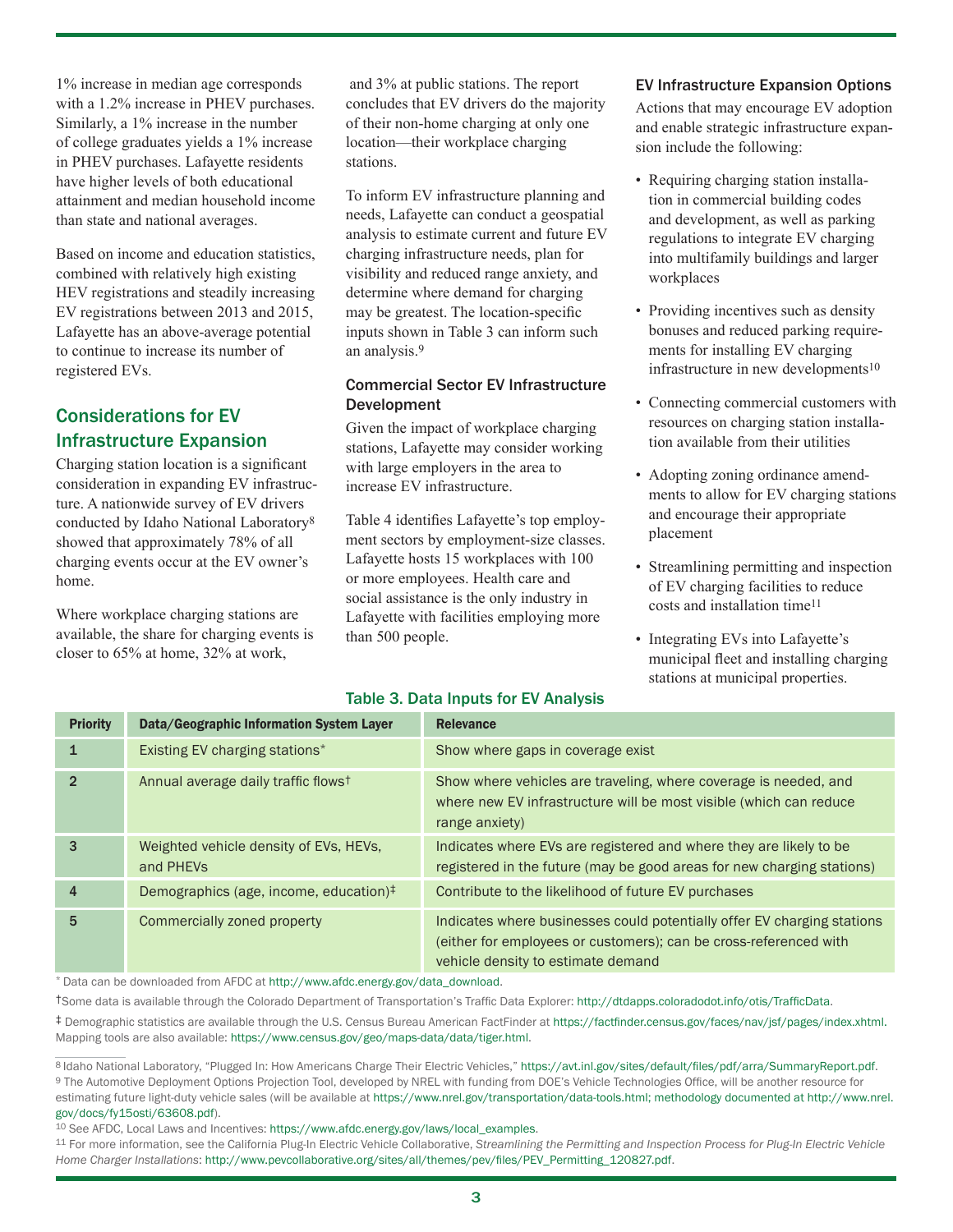1% increase in median age corresponds with a 1.2% increase in PHEV purchases. Similarly, a 1% increase in the number of college graduates yields a 1% increase in PHEV purchases. Lafayette residents have higher levels of both educational attainment and median household income than state and national averages.

Based on income and education statistics, combined with relatively high existing HEV registrations and steadily increasing EV registrations between 2013 and 2015, Lafayette has an above-average potential to continue to increase its number of registered EVs.

## Considerations for EV Infrastructure Expansion

Charging station location is a significant consideration in expanding EV infrastructure. A nationwide survey of EV drivers conducted by Idaho National Laboratory[8] showed that approximately 78% of all charging events occur at the EV owner's home.

Where workplace charging stations are available, the share for charging events is closer to 65% at home, 32% at work, and 3% at public stations. The report concludes that EV drivers do the majority of their non-home charging at only one location—their workplace charging stations.

To inform EV infrastructure planning and needs, Lafayette can conduct a geospatial analysis to estimate current and future EV charging infrastructure needs, plan for visibility and reduced range anxiety, and determine where demand for charging may be greatest. The location-specific inputs shown in Table 3 can inform such an analysis.[9]

### Commercial Sector EV Infrastructure Development

Given the impact of workplace charging stations, Lafayette may consider working with large employers in the area to increase EV infrastructure.

Table 4 identifies Lafayette's top employment sectors by employment-size classes. Lafayette hosts 15 workplaces with 100 or more employees. Health care and social assistance is the only industry in Lafayette with facilities employing more than 500 people.

### EV Infrastructure Expansion Options

Actions that may encourage EV adoption and enable strategic infrastructure expansion include the following:

- Requiring charging station installation in commercial building codes and development, as well as parking regulations to integrate EV charging into multifamily buildings and larger workplaces
- Providing incentives such as density bonuses and reduced parking requirements for installing EV charging infrastructure in new developments[10]
- Connecting commercial customers with resources on charging station installation available from their utilities
- Adopting zoning ordinance amendments to allow for EV charging stations and encourage their appropriate placement
- Streamlining permitting and inspection of EV charging facilities to reduce costs and installation time[11]
- Integrating EVs into Lafayette's municipal fleet and installing charging stations at municipal properties.

**Table 3. Data Inputs for EV Analysis**

| Priority | Data/Geographic Information System Layer | Relevance |
|---|---|---|
| 1 | Existing EV charging stations* | Show where gaps in coverage exist |
| 2 | Annual average daily traffic flows† | Show where vehicles are traveling, where coverage is needed, and where new EV infrastructure will be most visible (which can reduce range anxiety) |
| 3 | Weighted vehicle density of EVs, HEVs, and PHEVs | Indicates where EVs are registered and where they are likely to be registered in the future (may be good areas for new charging stations) |
| 4 | Demographics (age, income, education)‡ | Contribute to the likelihood of future EV purchases |
| 5 | Commercially zoned property | Indicates where businesses could potentially offer EV charging stations (either for employees or customers); can be cross-referenced with vehicle density to estimate demand |

* Data can be downloaded from AFDC at http://www.afdc.energy.gov/data_download.

† Some data is available through the Colorado Department of Transportation's Traffic Data Explorer: http://dtdapps.coloradodot.info/otis/TrafficData.

‡ Demographic statistics are available through the U.S. Census Bureau American FactFinder at https://factfinder.census.gov/faces/nav/jsf/pages/index.xhtml. Mapping tools are also available: https://www.census.gov/geo/maps-data/data/tiger.html.

[8] Idaho National Laboratory, "Plugged In: How Americans Charge Their Electric Vehicles," https://avt.inl.gov/sites/default/files/pdf/arra/SummaryReport.pdf.

[9] The Automotive Deployment Options Projection Tool, developed by NREL with funding from DOE's Vehicle Technologies Office, will be another resource for estimating future light-duty vehicle sales (will be available at https://www.nrel.gov/transportation/data-tools.html; methodology documented at http://www.nrel.gov/docs/fy15osti/63608.pdf).

[10] See AFDC, Local Laws and Incentives: https://www.afdc.energy.gov/laws/local_examples.

[11] For more information, see the California Plug-In Electric Vehicle Collaborative, *Streamlining the Permitting and Inspection Process for Plug-In Electric Vehicle Home Charger Installations*: http://www.pevcollaborative.org/sites/all/themes/pev/files/PEV_Permitting_120827.pdf.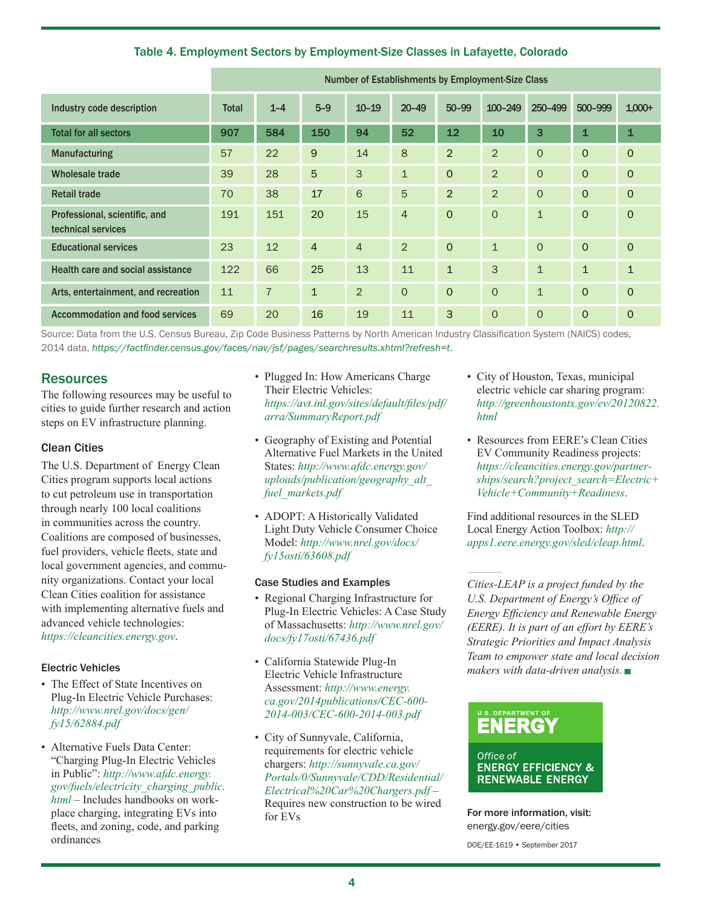### Table 4. Employment Sectors by Employment-Size Classes in Lafayette, Colorado

| | Number of Establishments by Employment-Size Class | | | | | | | | | |
|---|---|---|---|---|---|---|---|---|---|---|
| Industry code description | Total | 1–4 | 5–9 | 10–19 | 20–49 | 50–99 | 100–249 | 250–499 | 500–999 | 1,000+ |
| **Total for all sectors** | **907** | **584** | **150** | **94** | **52** | **12** | **10** | **3** | **1** | **1** |
| Manufacturing | 57 | 22 | 9 | 14 | 8 | 2 | 2 | 0 | 0 | 0 |
| Wholesale trade | 39 | 28 | 5 | 3 | 1 | 0 | 2 | 0 | 0 | 0 |
| Retail trade | 70 | 38 | 17 | 6 | 5 | 2 | 2 | 0 | 0 | 0 |
| Professional, scientific, and technical services | 191 | 151 | 20 | 15 | 4 | 0 | 0 | 1 | 0 | 0 |
| Educational services | 23 | 12 | 4 | 4 | 2 | 0 | 1 | 0 | 0 | 0 |
| Health care and social assistance | 122 | 66 | 25 | 13 | 11 | 1 | 3 | 1 | 1 | 1 |
| Arts, entertainment, and recreation | 11 | 7 | 1 | 2 | 0 | 0 | 0 | 1 | 0 | 0 |
| Accommodation and food services | 69 | 20 | 16 | 19 | 11 | 3 | 0 | 0 | 0 | 0 |

Source: Data from the U.S. Census Bureau, Zip Code Business Patterns by North American Industry Classification System (NAICS) codes, 2014 data, *https://factfinder.census.gov/faces/nav/jsf/pages/searchresults.xhtml?refresh=t*.

## Resources

The following resources may be useful to cities to guide further research and action steps on EV infrastructure planning.

### Clean Cities

The U.S. Department of Energy Clean Cities program supports local actions to cut petroleum use in transportation through nearly 100 local coalitions in communities across the country. Coalitions are composed of businesses, fuel providers, vehicle fleets, state and local government agencies, and community organizations. Contact your local Clean Cities coalition for assistance with implementing alternative fuels and advanced vehicle technologies: *https://cleancities.energy.gov*.

### Electric Vehicles

- The Effect of State Incentives on Plug-In Electric Vehicle Purchases: *http://www.nrel.gov/docs/gen/fy15/62884.pdf*
- Alternative Fuels Data Center: "Charging Plug-In Electric Vehicles in Public": *http://www.afdc.energy.gov/fuels/electricity_charging_public.html* – Includes handbooks on workplace charging, integrating EVs into fleets, and zoning, code, and parking ordinances
- Plugged In: How Americans Charge Their Electric Vehicles: *https://avt.inl.gov/sites/default/files/pdf/arra/SummaryReport.pdf*
- Geography of Existing and Potential Alternative Fuel Markets in the United States: *http://www.afdc.energy.gov/uploads/publication/geography_alt_fuel_markets.pdf*
- ADOPT: A Historically Validated Light Duty Vehicle Consumer Choice Model: *http://www.nrel.gov/docs/fy15osti/63608.pdf*

### Case Studies and Examples

- Regional Charging Infrastructure for Plug-In Electric Vehicles: A Case Study of Massachusetts: *http://www.nrel.gov/docs/fy17osti/67436.pdf*
- California Statewide Plug-In Electric Vehicle Infrastructure Assessment: *http://www.energy.ca.gov/2014publications/CEC-600-2014-003/CEC-600-2014-003.pdf*
- City of Sunnyvale, California, requirements for electric vehicle chargers: *http://sunnyvale.ca.gov/Portals/0/Sunnyvale/CDD/Residential/Electrical%20Car%20Chargers.pdf* – Requires new construction to be wired for EVs
- City of Houston, Texas, municipal electric vehicle car sharing program: *http://greenhoustontx.gov/ev/20120822.html*
- Resources from EERE's Clean Cities EV Community Readiness projects: *https://cleancities.energy.gov/partnerships/search?project_search=Electric+Vehicle+Community+Readiness*.

Find additional resources in the SLED Local Energy Action Toolbox: *http://apps1.eere.energy.gov/sled/cleap.html*.

*Cities-LEAP is a project funded by the U.S. Department of Energy's Office of Energy Efficiency and Renewable Energy (EERE). It is part of an effort by EERE's Strategic Priorities and Impact Analysis Team to empower state and local decision makers with data-driven analysis.*

U.S. DEPARTMENT OF ENERGY

Office of ENERGY EFFICIENCY & RENEWABLE ENERGY

**For more information, visit:**
energy.gov/eere/cities

DOE/EE-1619 • September 2017